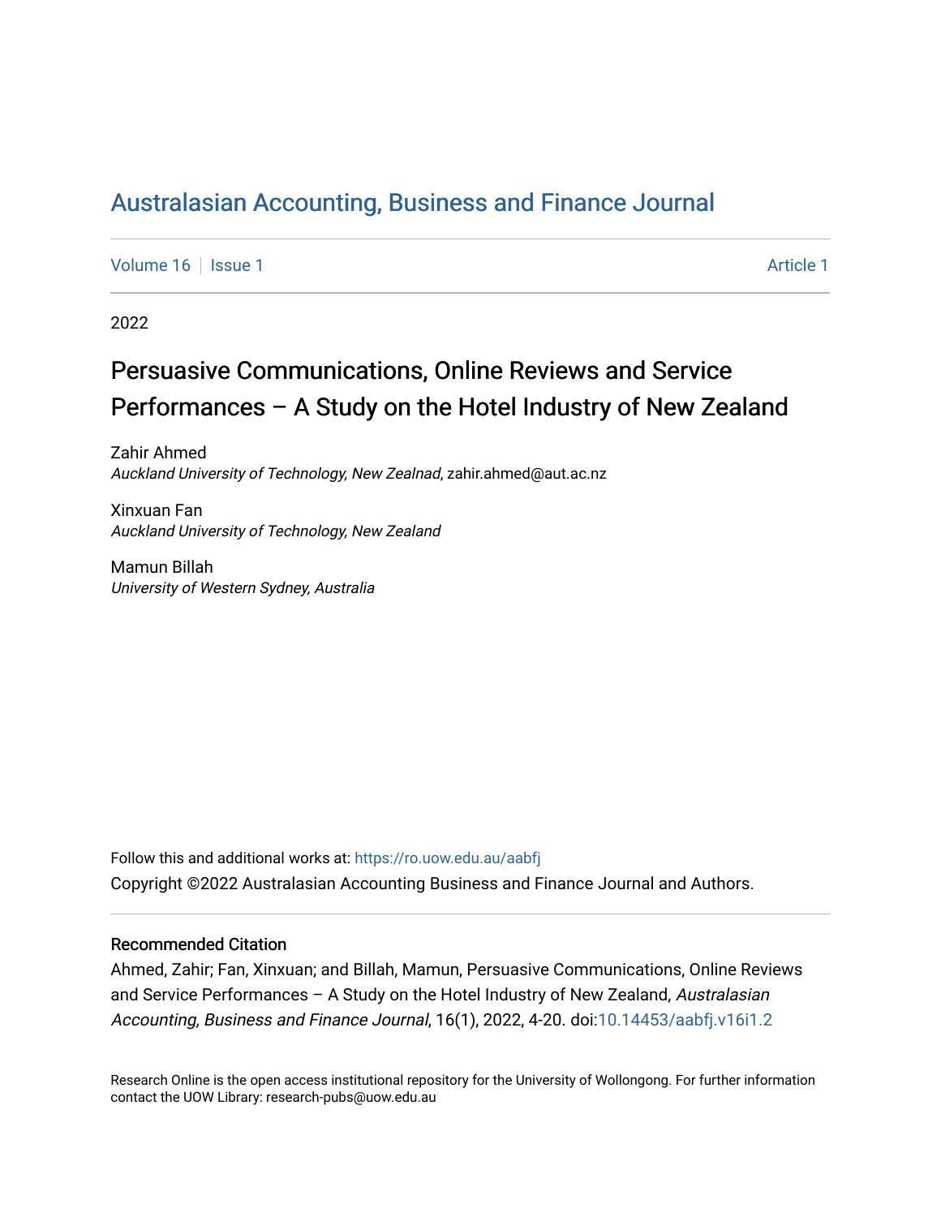# Australasian Accounting, Business and Finance Journal

Volume 16 | Issue 1 Article 1

2022

## Persuasive Communications, Online Reviews and Service Performances – A Study on the Hotel Industry of New Zealand

Zahir Ahmed
*Auckland University of Technology, New Zealnad*, zahir.ahmed@aut.ac.nz

Xinxuan Fan
*Auckland University of Technology, New Zealand*

Mamun Billah
*University of Western Sydney, Australia*

Follow this and additional works at: https://ro.uow.edu.au/aabfj

Copyright ©2022 Australasian Accounting Business and Finance Journal and Authors.

### Recommended Citation

Ahmed, Zahir; Fan, Xinxuan; and Billah, Mamun, Persuasive Communications, Online Reviews and Service Performances – A Study on the Hotel Industry of New Zealand, *Australasian Accounting, Business and Finance Journal*, 16(1), 2022, 4-20. doi:10.14453/aabfj.v16i1.2

Research Online is the open access institutional repository for the University of Wollongong. For further information contact the UOW Library: research-pubs@uow.edu.au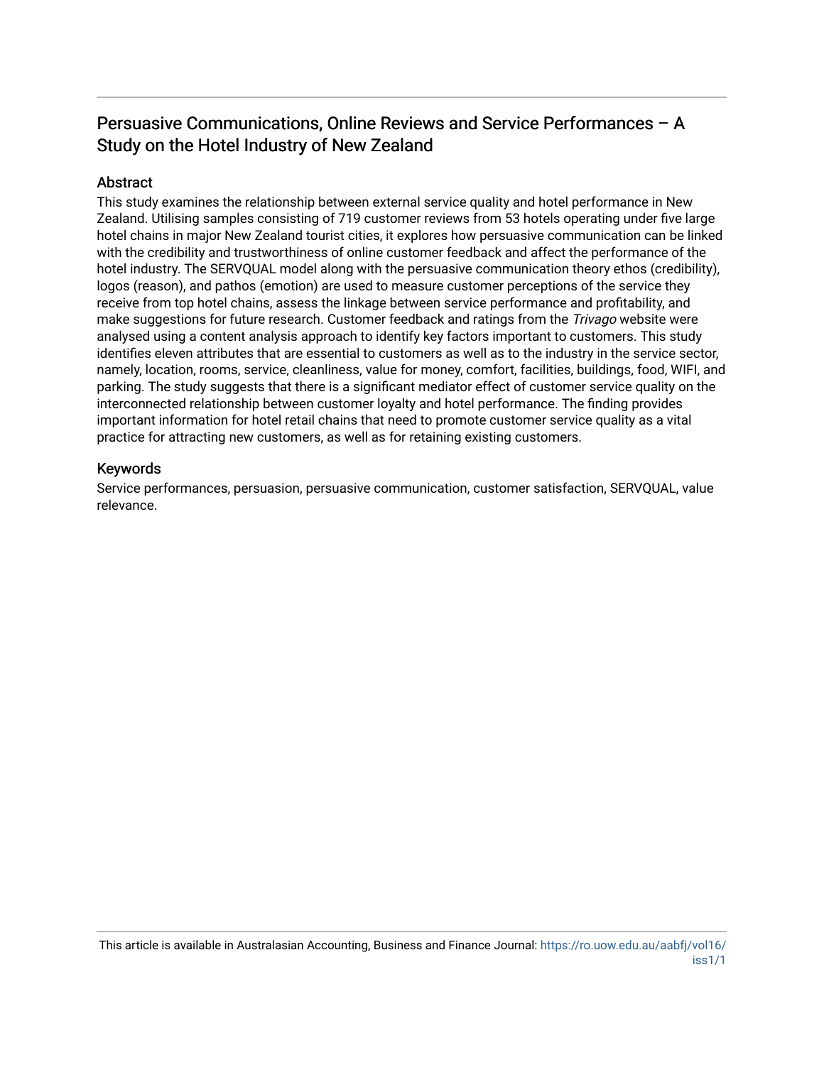# Persuasive Communications, Online Reviews and Service Performances – A Study on the Hotel Industry of New Zealand

## Abstract

This study examines the relationship between external service quality and hotel performance in New Zealand. Utilising samples consisting of 719 customer reviews from 53 hotels operating under five large hotel chains in major New Zealand tourist cities, it explores how persuasive communication can be linked with the credibility and trustworthiness of online customer feedback and affect the performance of the hotel industry. The SERVQUAL model along with the persuasive communication theory ethos (credibility), logos (reason), and pathos (emotion) are used to measure customer perceptions of the service they receive from top hotel chains, assess the linkage between service performance and profitability, and make suggestions for future research. Customer feedback and ratings from the *Trivago* website were analysed using a content analysis approach to identify key factors important to customers. This study identifies eleven attributes that are essential to customers as well as to the industry in the service sector, namely, location, rooms, service, cleanliness, value for money, comfort, facilities, buildings, food, WIFI, and parking. The study suggests that there is a significant mediator effect of customer service quality on the interconnected relationship between customer loyalty and hotel performance. The finding provides important information for hotel retail chains that need to promote customer service quality as a vital practice for attracting new customers, as well as for retaining existing customers.

## Keywords

Service performances, persuasion, persuasive communication, customer satisfaction, SERVQUAL, value relevance.

This article is available in Australasian Accounting, Business and Finance Journal: https://ro.uow.edu.au/aabfj/vol16/iss1/1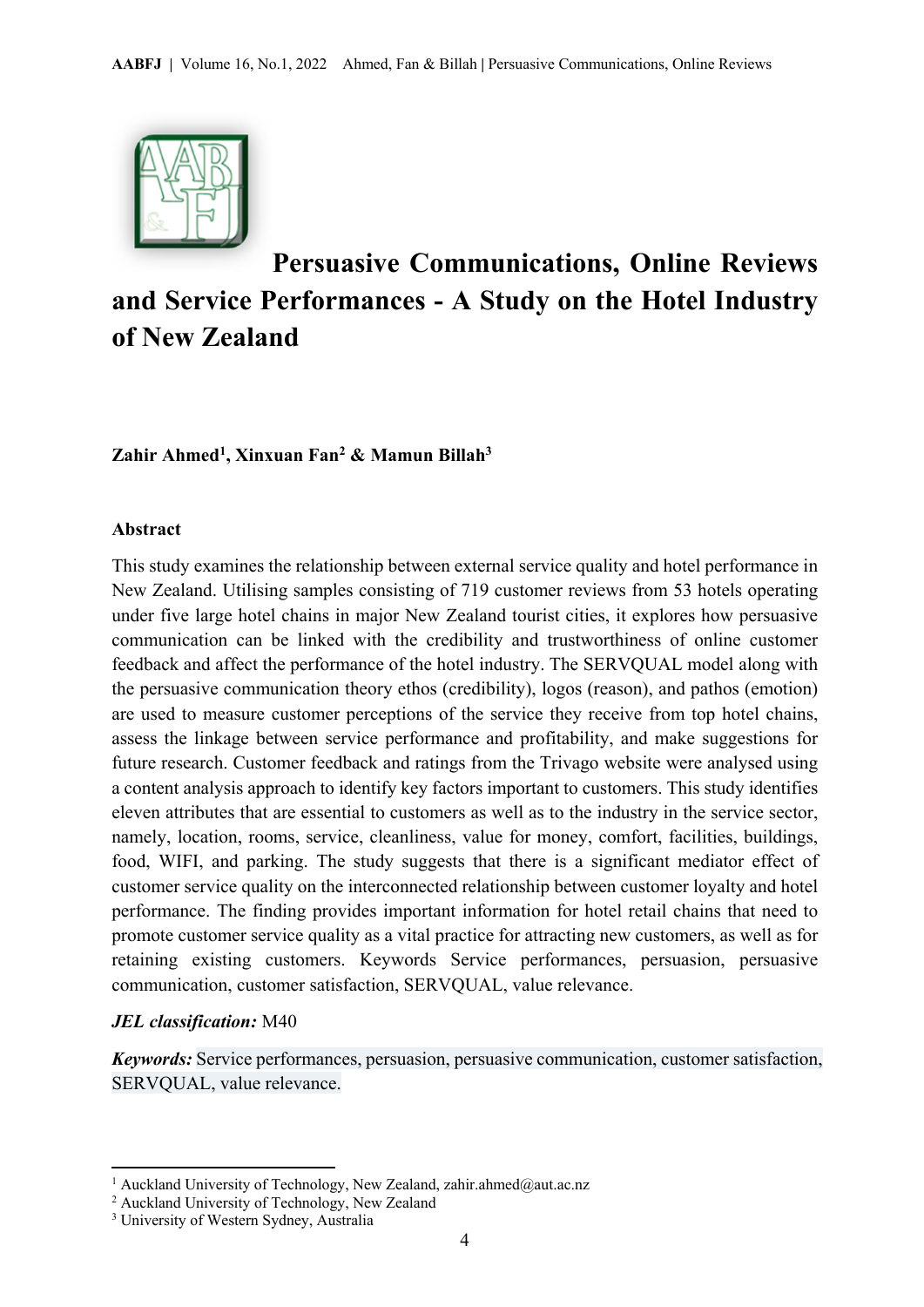# Persuasive Communications, Online Reviews and Service Performances - A Study on the Hotel Industry of New Zealand

**Zahir Ahmed[1], Xinxuan Fan[2] & Mamun Billah[3]**

## Abstract

This study examines the relationship between external service quality and hotel performance in New Zealand. Utilising samples consisting of 719 customer reviews from 53 hotels operating under five large hotel chains in major New Zealand tourist cities, it explores how persuasive communication can be linked with the credibility and trustworthiness of online customer feedback and affect the performance of the hotel industry. The SERVQUAL model along with the persuasive communication theory ethos (credibility), logos (reason), and pathos (emotion) are used to measure customer perceptions of the service they receive from top hotel chains, assess the linkage between service performance and profitability, and make suggestions for future research. Customer feedback and ratings from the Trivago website were analysed using a content analysis approach to identify key factors important to customers. This study identifies eleven attributes that are essential to customers as well as to the industry in the service sector, namely, location, rooms, service, cleanliness, value for money, comfort, facilities, buildings, food, WIFI, and parking. The study suggests that there is a significant mediator effect of customer service quality on the interconnected relationship between customer loyalty and hotel performance. The finding provides important information for hotel retail chains that need to promote customer service quality as a vital practice for attracting new customers, as well as for retaining existing customers. Keywords Service performances, persuasion, persuasive communication, customer satisfaction, SERVQUAL, value relevance.

***JEL classification:*** M40

***Keywords:*** Service performances, persuasion, persuasive communication, customer satisfaction, SERVQUAL, value relevance.

---

[1] Auckland University of Technology, New Zealand, zahir.ahmed@aut.ac.nz
[2] Auckland University of Technology, New Zealand
[3] University of Western Sydney, Australia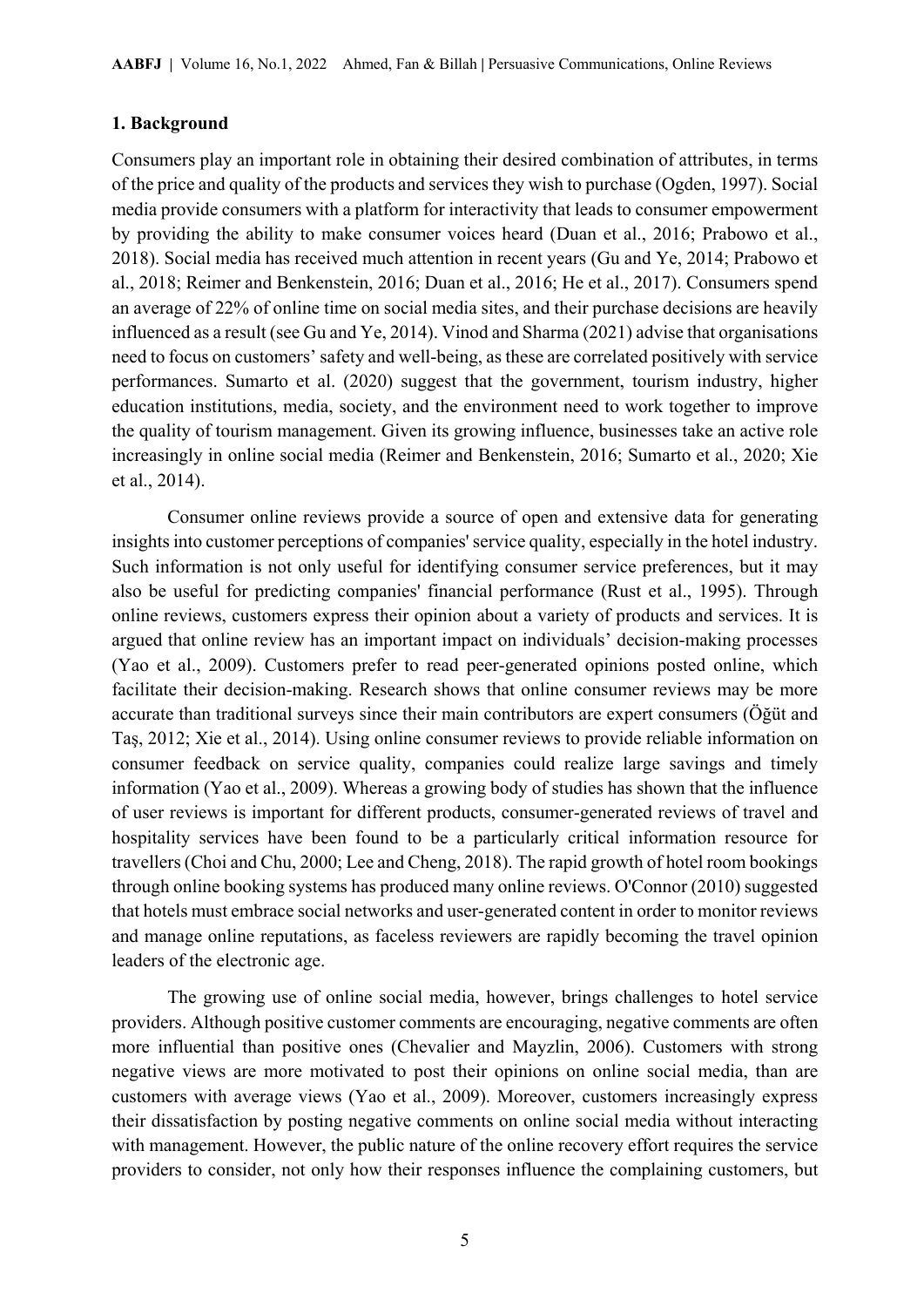## 1. Background

Consumers play an important role in obtaining their desired combination of attributes, in terms of the price and quality of the products and services they wish to purchase (Ogden, 1997). Social media provide consumers with a platform for interactivity that leads to consumer empowerment by providing the ability to make consumer voices heard (Duan et al., 2016; Prabowo et al., 2018). Social media has received much attention in recent years (Gu and Ye, 2014; Prabowo et al., 2018; Reimer and Benkenstein, 2016; Duan et al., 2016; He et al., 2017). Consumers spend an average of 22% of online time on social media sites, and their purchase decisions are heavily influenced as a result (see Gu and Ye, 2014). Vinod and Sharma (2021) advise that organisations need to focus on customers' safety and well-being, as these are correlated positively with service performances. Sumarto et al. (2020) suggest that the government, tourism industry, higher education institutions, media, society, and the environment need to work together to improve the quality of tourism management. Given its growing influence, businesses take an active role increasingly in online social media (Reimer and Benkenstein, 2016; Sumarto et al., 2020; Xie et al., 2014).

Consumer online reviews provide a source of open and extensive data for generating insights into customer perceptions of companies' service quality, especially in the hotel industry. Such information is not only useful for identifying consumer service preferences, but it may also be useful for predicting companies' financial performance (Rust et al., 1995). Through online reviews, customers express their opinion about a variety of products and services. It is argued that online review has an important impact on individuals' decision-making processes (Yao et al., 2009). Customers prefer to read peer-generated opinions posted online, which facilitate their decision-making. Research shows that online consumer reviews may be more accurate than traditional surveys since their main contributors are expert consumers (Öğüt and Taş, 2012; Xie et al., 2014). Using online consumer reviews to provide reliable information on consumer feedback on service quality, companies could realize large savings and timely information (Yao et al., 2009). Whereas a growing body of studies has shown that the influence of user reviews is important for different products, consumer-generated reviews of travel and hospitality services have been found to be a particularly critical information resource for travellers (Choi and Chu, 2000; Lee and Cheng, 2018). The rapid growth of hotel room bookings through online booking systems has produced many online reviews. O'Connor (2010) suggested that hotels must embrace social networks and user-generated content in order to monitor reviews and manage online reputations, as faceless reviewers are rapidly becoming the travel opinion leaders of the electronic age.

The growing use of online social media, however, brings challenges to hotel service providers. Although positive customer comments are encouraging, negative comments are often more influential than positive ones (Chevalier and Mayzlin, 2006). Customers with strong negative views are more motivated to post their opinions on online social media, than are customers with average views (Yao et al., 2009). Moreover, customers increasingly express their dissatisfaction by posting negative comments on online social media without interacting with management. However, the public nature of the online recovery effort requires the service providers to consider, not only how their responses influence the complaining customers, but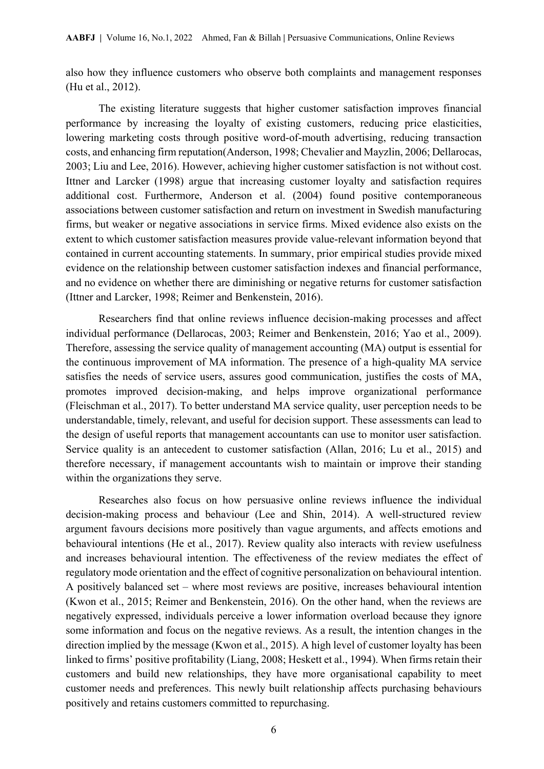also how they influence customers who observe both complaints and management responses (Hu et al., 2012).

The existing literature suggests that higher customer satisfaction improves financial performance by increasing the loyalty of existing customers, reducing price elasticities, lowering marketing costs through positive word-of-mouth advertising, reducing transaction costs, and enhancing firm reputation(Anderson, 1998; Chevalier and Mayzlin, 2006; Dellarocas, 2003; Liu and Lee, 2016). However, achieving higher customer satisfaction is not without cost. Ittner and Larcker (1998) argue that increasing customer loyalty and satisfaction requires additional cost. Furthermore, Anderson et al. (2004) found positive contemporaneous associations between customer satisfaction and return on investment in Swedish manufacturing firms, but weaker or negative associations in service firms. Mixed evidence also exists on the extent to which customer satisfaction measures provide value-relevant information beyond that contained in current accounting statements. In summary, prior empirical studies provide mixed evidence on the relationship between customer satisfaction indexes and financial performance, and no evidence on whether there are diminishing or negative returns for customer satisfaction (Ittner and Larcker, 1998; Reimer and Benkenstein, 2016).

Researchers find that online reviews influence decision-making processes and affect individual performance (Dellarocas, 2003; Reimer and Benkenstein, 2016; Yao et al., 2009). Therefore, assessing the service quality of management accounting (MA) output is essential for the continuous improvement of MA information. The presence of a high-quality MA service satisfies the needs of service users, assures good communication, justifies the costs of MA, promotes improved decision-making, and helps improve organizational performance (Fleischman et al., 2017). To better understand MA service quality, user perception needs to be understandable, timely, relevant, and useful for decision support. These assessments can lead to the design of useful reports that management accountants can use to monitor user satisfaction. Service quality is an antecedent to customer satisfaction (Allan, 2016; Lu et al., 2015) and therefore necessary, if management accountants wish to maintain or improve their standing within the organizations they serve.

Researches also focus on how persuasive online reviews influence the individual decision-making process and behaviour (Lee and Shin, 2014). A well-structured review argument favours decisions more positively than vague arguments, and affects emotions and behavioural intentions (He et al., 2017). Review quality also interacts with review usefulness and increases behavioural intention. The effectiveness of the review mediates the effect of regulatory mode orientation and the effect of cognitive personalization on behavioural intention. A positively balanced set – where most reviews are positive, increases behavioural intention (Kwon et al., 2015; Reimer and Benkenstein, 2016). On the other hand, when the reviews are negatively expressed, individuals perceive a lower information overload because they ignore some information and focus on the negative reviews. As a result, the intention changes in the direction implied by the message (Kwon et al., 2015). A high level of customer loyalty has been linked to firms' positive profitability (Liang, 2008; Heskett et al., 1994). When firms retain their customers and build new relationships, they have more organisational capability to meet customer needs and preferences. This newly built relationship affects purchasing behaviours positively and retains customers committed to repurchasing.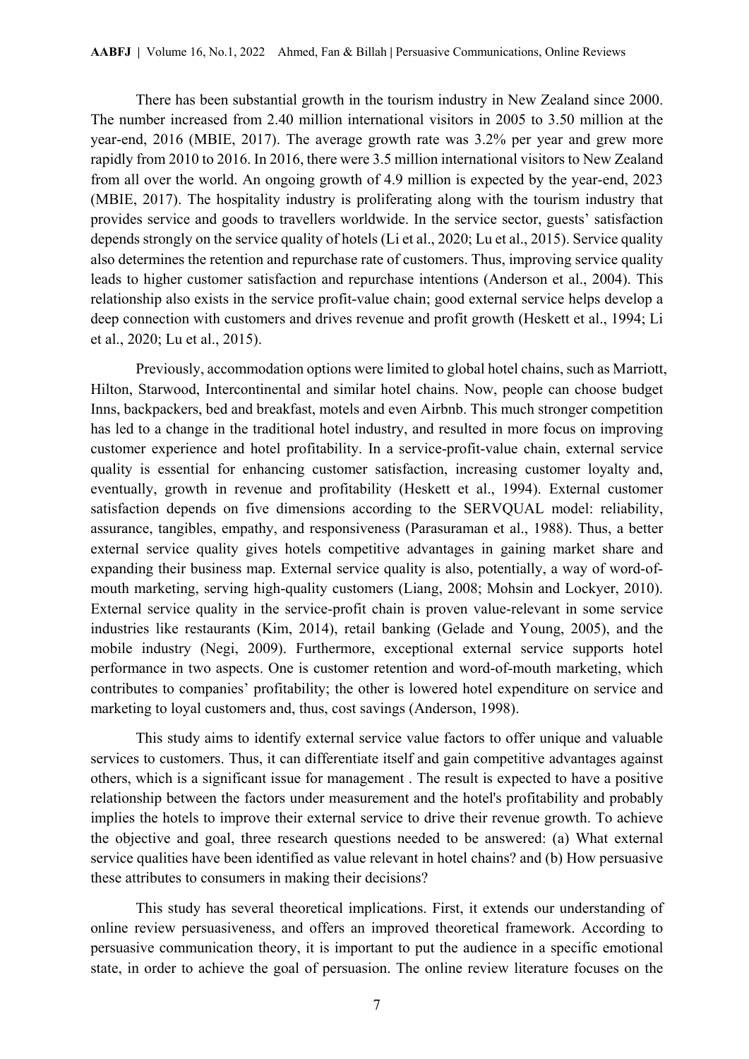There has been substantial growth in the tourism industry in New Zealand since 2000. The number increased from 2.40 million international visitors in 2005 to 3.50 million at the year-end, 2016 (MBIE, 2017). The average growth rate was 3.2% per year and grew more rapidly from 2010 to 2016. In 2016, there were 3.5 million international visitors to New Zealand from all over the world. An ongoing growth of 4.9 million is expected by the year-end, 2023 (MBIE, 2017). The hospitality industry is proliferating along with the tourism industry that provides service and goods to travellers worldwide. In the service sector, guests' satisfaction depends strongly on the service quality of hotels (Li et al., 2020; Lu et al., 2015). Service quality also determines the retention and repurchase rate of customers. Thus, improving service quality leads to higher customer satisfaction and repurchase intentions (Anderson et al., 2004). This relationship also exists in the service profit-value chain; good external service helps develop a deep connection with customers and drives revenue and profit growth (Heskett et al., 1994; Li et al., 2020; Lu et al., 2015).

Previously, accommodation options were limited to global hotel chains, such as Marriott, Hilton, Starwood, Intercontinental and similar hotel chains. Now, people can choose budget Inns, backpackers, bed and breakfast, motels and even Airbnb. This much stronger competition has led to a change in the traditional hotel industry, and resulted in more focus on improving customer experience and hotel profitability. In a service-profit-value chain, external service quality is essential for enhancing customer satisfaction, increasing customer loyalty and, eventually, growth in revenue and profitability (Heskett et al., 1994). External customer satisfaction depends on five dimensions according to the SERVQUAL model: reliability, assurance, tangibles, empathy, and responsiveness (Parasuraman et al., 1988). Thus, a better external service quality gives hotels competitive advantages in gaining market share and expanding their business map. External service quality is also, potentially, a way of word-of-mouth marketing, serving high-quality customers (Liang, 2008; Mohsin and Lockyer, 2010). External service quality in the service-profit chain is proven value-relevant in some service industries like restaurants (Kim, 2014), retail banking (Gelade and Young, 2005), and the mobile industry (Negi, 2009). Furthermore, exceptional external service supports hotel performance in two aspects. One is customer retention and word-of-mouth marketing, which contributes to companies' profitability; the other is lowered hotel expenditure on service and marketing to loyal customers and, thus, cost savings (Anderson, 1998).

This study aims to identify external service value factors to offer unique and valuable services to customers. Thus, it can differentiate itself and gain competitive advantages against others, which is a significant issue for management . The result is expected to have a positive relationship between the factors under measurement and the hotel's profitability and probably implies the hotels to improve their external service to drive their revenue growth. To achieve the objective and goal, three research questions needed to be answered: (a) What external service qualities have been identified as value relevant in hotel chains? and (b) How persuasive these attributes to consumers in making their decisions?

This study has several theoretical implications. First, it extends our understanding of online review persuasiveness, and offers an improved theoretical framework. According to persuasive communication theory, it is important to put the audience in a specific emotional state, in order to achieve the goal of persuasion. The online review literature focuses on the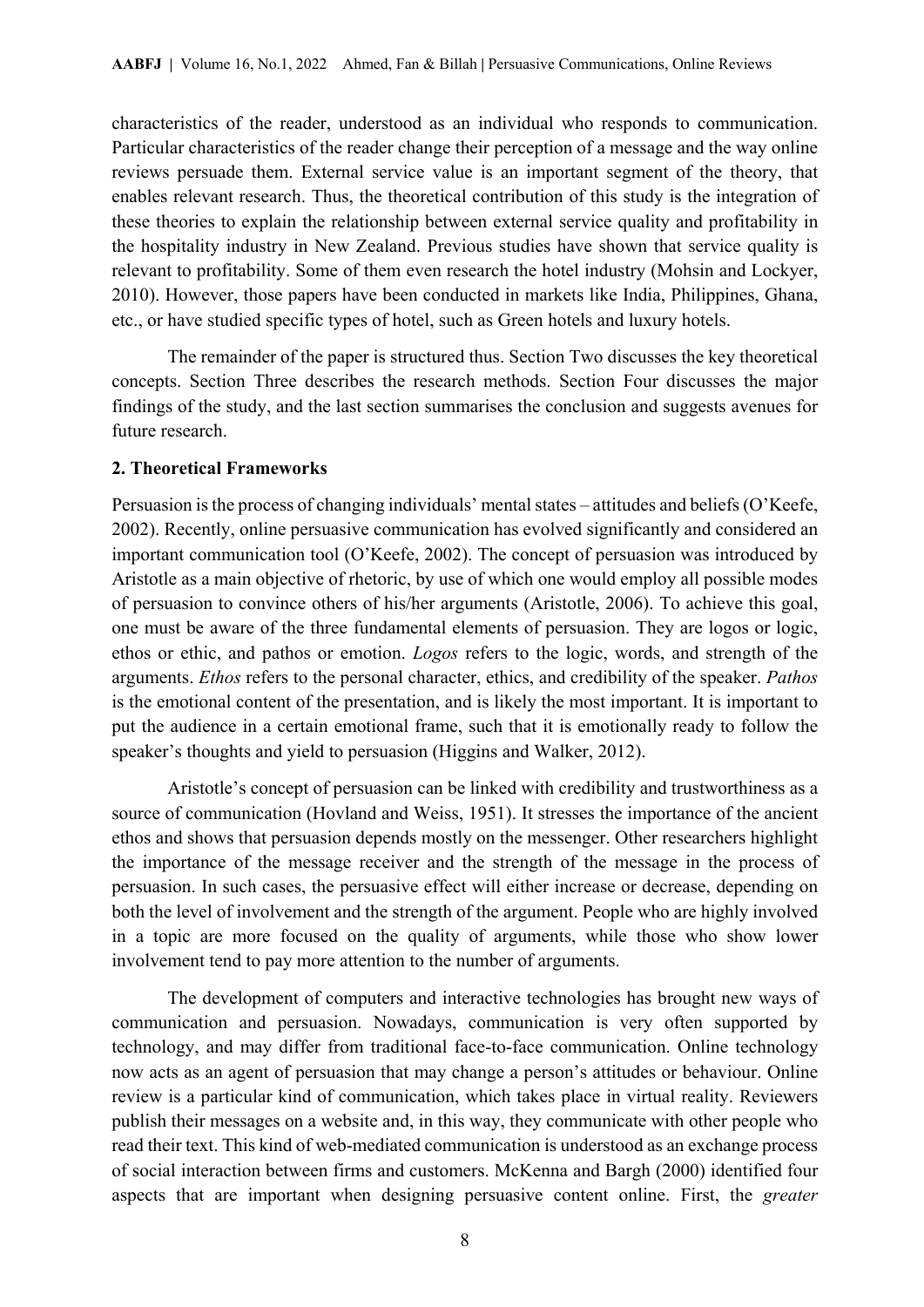characteristics of the reader, understood as an individual who responds to communication. Particular characteristics of the reader change their perception of a message and the way online reviews persuade them. External service value is an important segment of the theory, that enables relevant research. Thus, the theoretical contribution of this study is the integration of these theories to explain the relationship between external service quality and profitability in the hospitality industry in New Zealand. Previous studies have shown that service quality is relevant to profitability. Some of them even research the hotel industry (Mohsin and Lockyer, 2010). However, those papers have been conducted in markets like India, Philippines, Ghana, etc., or have studied specific types of hotel, such as Green hotels and luxury hotels.

The remainder of the paper is structured thus. Section Two discusses the key theoretical concepts. Section Three describes the research methods. Section Four discusses the major findings of the study, and the last section summarises the conclusion and suggests avenues for future research.

## 2. Theoretical Frameworks

Persuasion is the process of changing individuals' mental states – attitudes and beliefs (O'Keefe, 2002). Recently, online persuasive communication has evolved significantly and considered an important communication tool (O'Keefe, 2002). The concept of persuasion was introduced by Aristotle as a main objective of rhetoric, by use of which one would employ all possible modes of persuasion to convince others of his/her arguments (Aristotle, 2006). To achieve this goal, one must be aware of the three fundamental elements of persuasion. They are logos or logic, ethos or ethic, and pathos or emotion. *Logos* refers to the logic, words, and strength of the arguments. *Ethos* refers to the personal character, ethics, and credibility of the speaker. *Pathos* is the emotional content of the presentation, and is likely the most important. It is important to put the audience in a certain emotional frame, such that it is emotionally ready to follow the speaker's thoughts and yield to persuasion (Higgins and Walker, 2012).

Aristotle's concept of persuasion can be linked with credibility and trustworthiness as a source of communication (Hovland and Weiss, 1951). It stresses the importance of the ancient ethos and shows that persuasion depends mostly on the messenger. Other researchers highlight the importance of the message receiver and the strength of the message in the process of persuasion. In such cases, the persuasive effect will either increase or decrease, depending on both the level of involvement and the strength of the argument. People who are highly involved in a topic are more focused on the quality of arguments, while those who show lower involvement tend to pay more attention to the number of arguments.

The development of computers and interactive technologies has brought new ways of communication and persuasion. Nowadays, communication is very often supported by technology, and may differ from traditional face-to-face communication. Online technology now acts as an agent of persuasion that may change a person's attitudes or behaviour. Online review is a particular kind of communication, which takes place in virtual reality. Reviewers publish their messages on a website and, in this way, they communicate with other people who read their text. This kind of web-mediated communication is understood as an exchange process of social interaction between firms and customers. McKenna and Bargh (2000) identified four aspects that are important when designing persuasive content online. First, the *greater*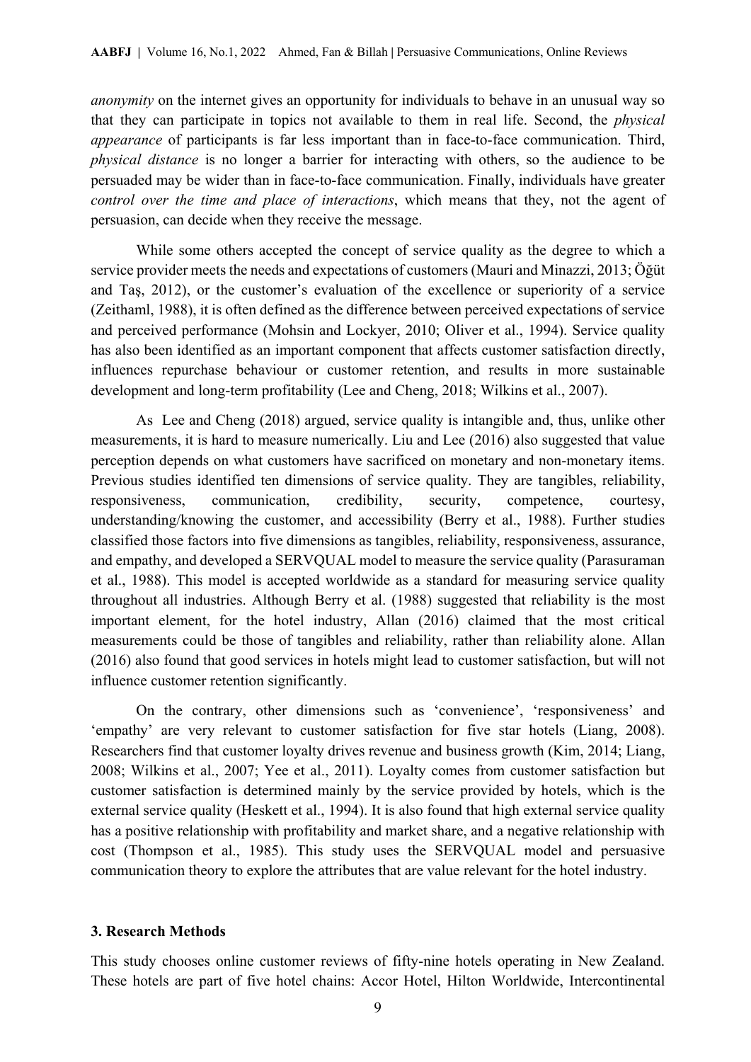*anonymity* on the internet gives an opportunity for individuals to behave in an unusual way so that they can participate in topics not available to them in real life. Second, the *physical appearance* of participants is far less important than in face-to-face communication. Third, *physical distance* is no longer a barrier for interacting with others, so the audience to be persuaded may be wider than in face-to-face communication. Finally, individuals have greater *control over the time and place of interactions*, which means that they, not the agent of persuasion, can decide when they receive the message.

While some others accepted the concept of service quality as the degree to which a service provider meets the needs and expectations of customers (Mauri and Minazzi, 2013; Öğüt and Taş, 2012), or the customer's evaluation of the excellence or superiority of a service (Zeithaml, 1988), it is often defined as the difference between perceived expectations of service and perceived performance (Mohsin and Lockyer, 2010; Oliver et al., 1994). Service quality has also been identified as an important component that affects customer satisfaction directly, influences repurchase behaviour or customer retention, and results in more sustainable development and long-term profitability (Lee and Cheng, 2018; Wilkins et al., 2007).

As Lee and Cheng (2018) argued, service quality is intangible and, thus, unlike other measurements, it is hard to measure numerically. Liu and Lee (2016) also suggested that value perception depends on what customers have sacrificed on monetary and non-monetary items. Previous studies identified ten dimensions of service quality. They are tangibles, reliability, responsiveness, communication, credibility, security, competence, courtesy, understanding/knowing the customer, and accessibility (Berry et al., 1988). Further studies classified those factors into five dimensions as tangibles, reliability, responsiveness, assurance, and empathy, and developed a SERVQUAL model to measure the service quality (Parasuraman et al., 1988). This model is accepted worldwide as a standard for measuring service quality throughout all industries. Although Berry et al. (1988) suggested that reliability is the most important element, for the hotel industry, Allan (2016) claimed that the most critical measurements could be those of tangibles and reliability, rather than reliability alone. Allan (2016) also found that good services in hotels might lead to customer satisfaction, but will not influence customer retention significantly.

On the contrary, other dimensions such as 'convenience', 'responsiveness' and 'empathy' are very relevant to customer satisfaction for five star hotels (Liang, 2008). Researchers find that customer loyalty drives revenue and business growth (Kim, 2014; Liang, 2008; Wilkins et al., 2007; Yee et al., 2011). Loyalty comes from customer satisfaction but customer satisfaction is determined mainly by the service provided by hotels, which is the external service quality (Heskett et al., 1994). It is also found that high external service quality has a positive relationship with profitability and market share, and a negative relationship with cost (Thompson et al., 1985). This study uses the SERVQUAL model and persuasive communication theory to explore the attributes that are value relevant for the hotel industry.

## 3. Research Methods

This study chooses online customer reviews of fifty-nine hotels operating in New Zealand. These hotels are part of five hotel chains: Accor Hotel, Hilton Worldwide, Intercontinental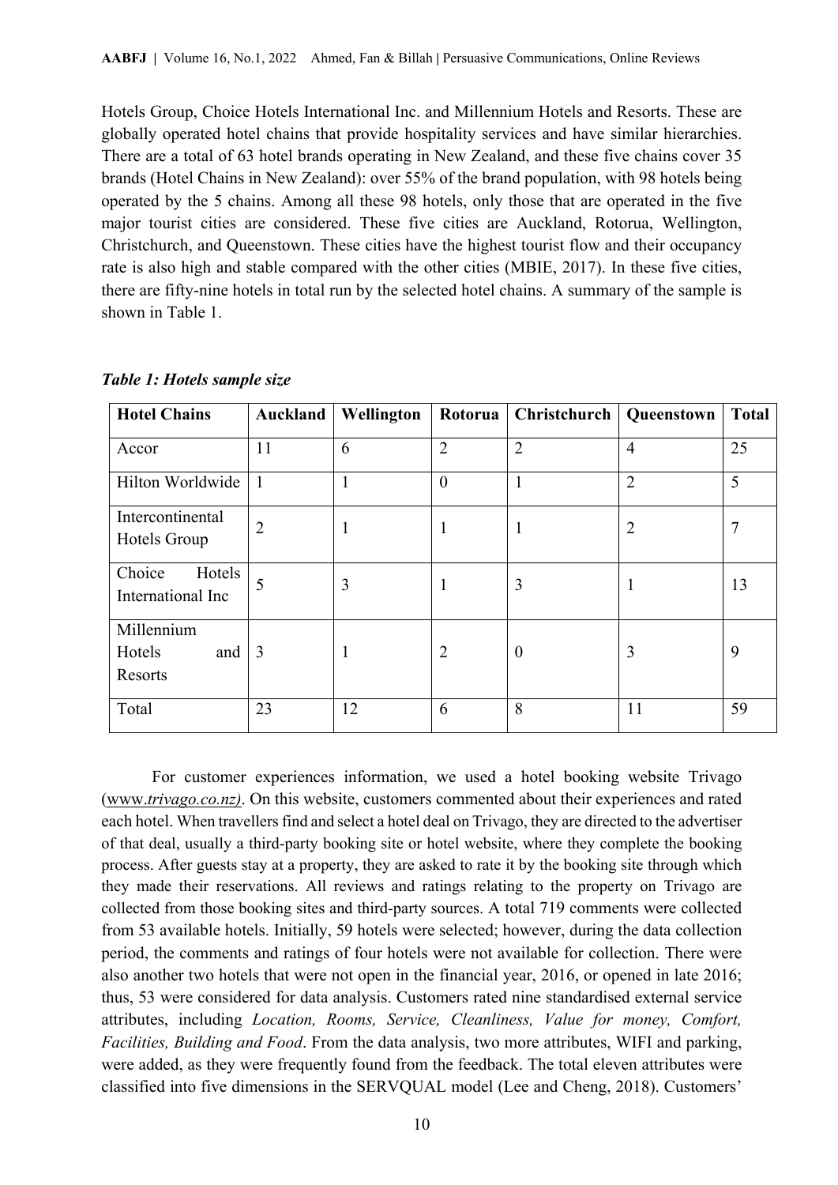Hotels Group, Choice Hotels International Inc. and Millennium Hotels and Resorts. These are globally operated hotel chains that provide hospitality services and have similar hierarchies. There are a total of 63 hotel brands operating in New Zealand, and these five chains cover 35 brands (Hotel Chains in New Zealand): over 55% of the brand population, with 98 hotels being operated by the 5 chains. Among all these 98 hotels, only those that are operated in the five major tourist cities are considered. These five cities are Auckland, Rotorua, Wellington, Christchurch, and Queenstown. These cities have the highest tourist flow and their occupancy rate is also high and stable compared with the other cities (MBIE, 2017). In these five cities, there are fifty-nine hotels in total run by the selected hotel chains. A summary of the sample is shown in Table 1.

***Table 1: Hotels sample size***

| Hotel Chains | Auckland | Wellington | Rotorua | Christchurch | Queenstown | Total |
|---|---|---|---|---|---|---|
| Accor | 11 | 6 | 2 | 2 | 4 | 25 |
| Hilton Worldwide | 1 | 1 | 0 | 1 | 2 | 5 |
| Intercontinental Hotels Group | 2 | 1 | 1 | 1 | 2 | 7 |
| Choice Hotels International Inc | 5 | 3 | 1 | 3 | 1 | 13 |
| Millennium Hotels and Resorts | 3 | 1 | 2 | 0 | 3 | 9 |
| Total | 23 | 12 | 6 | 8 | 11 | 59 |

For customer experiences information, we used a hotel booking website Trivago (www.*trivago.co.nz)*. On this website, customers commented about their experiences and rated each hotel. When travellers find and select a hotel deal on Trivago, they are directed to the advertiser of that deal, usually a third-party booking site or hotel website, where they complete the booking process. After guests stay at a property, they are asked to rate it by the booking site through which they made their reservations. All reviews and ratings relating to the property on Trivago are collected from those booking sites and third-party sources. A total 719 comments were collected from 53 available hotels. Initially, 59 hotels were selected; however, during the data collection period, the comments and ratings of four hotels were not available for collection. There were also another two hotels that were not open in the financial year, 2016, or opened in late 2016; thus, 53 were considered for data analysis. Customers rated nine standardised external service attributes, including *Location, Rooms, Service, Cleanliness, Value for money, Comfort, Facilities, Building and Food*. From the data analysis, two more attributes, WIFI and parking, were added, as they were frequently found from the feedback. The total eleven attributes were classified into five dimensions in the SERVQUAL model (Lee and Cheng, 2018). Customers'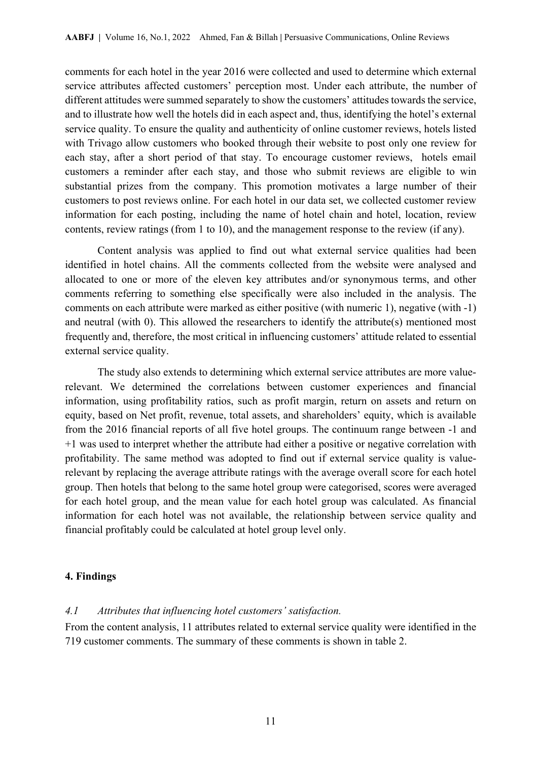comments for each hotel in the year 2016 were collected and used to determine which external service attributes affected customers' perception most. Under each attribute, the number of different attitudes were summed separately to show the customers' attitudes towards the service, and to illustrate how well the hotels did in each aspect and, thus, identifying the hotel's external service quality. To ensure the quality and authenticity of online customer reviews, hotels listed with Trivago allow customers who booked through their website to post only one review for each stay, after a short period of that stay. To encourage customer reviews, hotels email customers a reminder after each stay, and those who submit reviews are eligible to win substantial prizes from the company. This promotion motivates a large number of their customers to post reviews online. For each hotel in our data set, we collected customer review information for each posting, including the name of hotel chain and hotel, location, review contents, review ratings (from 1 to 10), and the management response to the review (if any).

Content analysis was applied to find out what external service qualities had been identified in hotel chains. All the comments collected from the website were analysed and allocated to one or more of the eleven key attributes and/or synonymous terms, and other comments referring to something else specifically were also included in the analysis. The comments on each attribute were marked as either positive (with numeric 1), negative (with -1) and neutral (with 0). This allowed the researchers to identify the attribute(s) mentioned most frequently and, therefore, the most critical in influencing customers' attitude related to essential external service quality.

The study also extends to determining which external service attributes are more value-relevant. We determined the correlations between customer experiences and financial information, using profitability ratios, such as profit margin, return on assets and return on equity, based on Net profit, revenue, total assets, and shareholders' equity, which is available from the 2016 financial reports of all five hotel groups. The continuum range between -1 and +1 was used to interpret whether the attribute had either a positive or negative correlation with profitability. The same method was adopted to find out if external service quality is value-relevant by replacing the average attribute ratings with the average overall score for each hotel group. Then hotels that belong to the same hotel group were categorised, scores were averaged for each hotel group, and the mean value for each hotel group was calculated. As financial information for each hotel was not available, the relationship between service quality and financial profitably could be calculated at hotel group level only.

## 4. Findings

### *4.1 Attributes that influencing hotel customers' satisfaction.*

From the content analysis, 11 attributes related to external service quality were identified in the 719 customer comments. The summary of these comments is shown in table 2.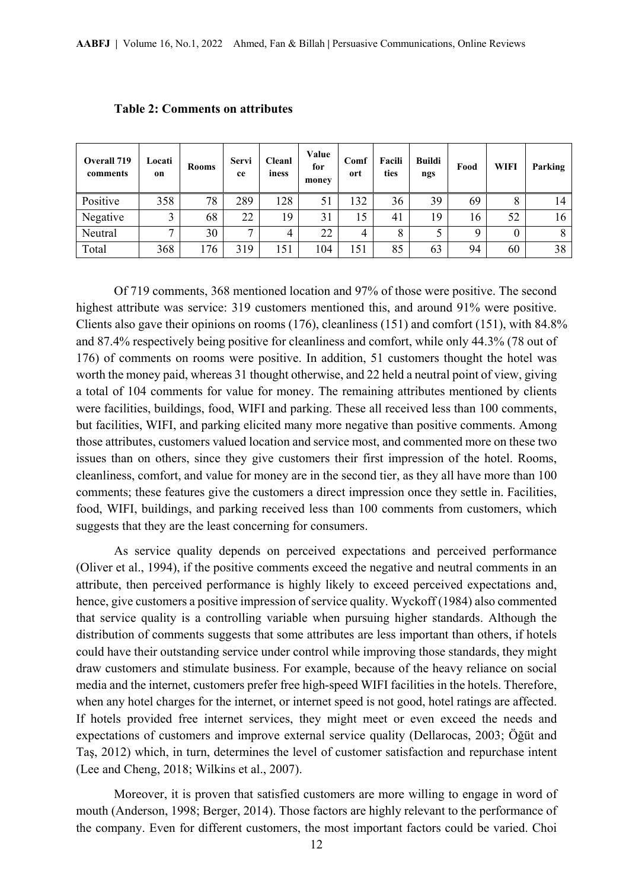**Table 2: Comments on attributes**

| Overall 719 comments | Location | Rooms | Service | Cleanliness | Value for money | Comfort | Facilities | Buildings | Food | WIFI | Parking |
|---|---|---|---|---|---|---|---|---|---|---|---|
| Positive | 358 | 78 | 289 | 128 | 51 | 132 | 36 | 39 | 69 | 8 | 14 |
| Negative | 3 | 68 | 22 | 19 | 31 | 15 | 41 | 19 | 16 | 52 | 16 |
| Neutral | 7 | 30 | 7 | 4 | 22 | 4 | 8 | 5 | 9 | 0 | 8 |
| Total | 368 | 176 | 319 | 151 | 104 | 151 | 85 | 63 | 94 | 60 | 38 |

Of 719 comments, 368 mentioned location and 97% of those were positive. The second highest attribute was service: 319 customers mentioned this, and around 91% were positive. Clients also gave their opinions on rooms (176), cleanliness (151) and comfort (151), with 84.8% and 87.4% respectively being positive for cleanliness and comfort, while only 44.3% (78 out of 176) of comments on rooms were positive. In addition, 51 customers thought the hotel was worth the money paid, whereas 31 thought otherwise, and 22 held a neutral point of view, giving a total of 104 comments for value for money. The remaining attributes mentioned by clients were facilities, buildings, food, WIFI and parking. These all received less than 100 comments, but facilities, WIFI, and parking elicited many more negative than positive comments. Among those attributes, customers valued location and service most, and commented more on these two issues than on others, since they give customers their first impression of the hotel. Rooms, cleanliness, comfort, and value for money are in the second tier, as they all have more than 100 comments; these features give the customers a direct impression once they settle in. Facilities, food, WIFI, buildings, and parking received less than 100 comments from customers, which suggests that they are the least concerning for consumers.

As service quality depends on perceived expectations and perceived performance (Oliver et al., 1994), if the positive comments exceed the negative and neutral comments in an attribute, then perceived performance is highly likely to exceed perceived expectations and, hence, give customers a positive impression of service quality. Wyckoff (1984) also commented that service quality is a controlling variable when pursuing higher standards. Although the distribution of comments suggests that some attributes are less important than others, if hotels could have their outstanding service under control while improving those standards, they might draw customers and stimulate business. For example, because of the heavy reliance on social media and the internet, customers prefer free high-speed WIFI facilities in the hotels. Therefore, when any hotel charges for the internet, or internet speed is not good, hotel ratings are affected. If hotels provided free internet services, they might meet or even exceed the needs and expectations of customers and improve external service quality (Dellarocas, 2003; Öğüt and Taş, 2012) which, in turn, determines the level of customer satisfaction and repurchase intent (Lee and Cheng, 2018; Wilkins et al., 2007).

Moreover, it is proven that satisfied customers are more willing to engage in word of mouth (Anderson, 1998; Berger, 2014). Those factors are highly relevant to the performance of the company. Even for different customers, the most important factors could be varied. Choi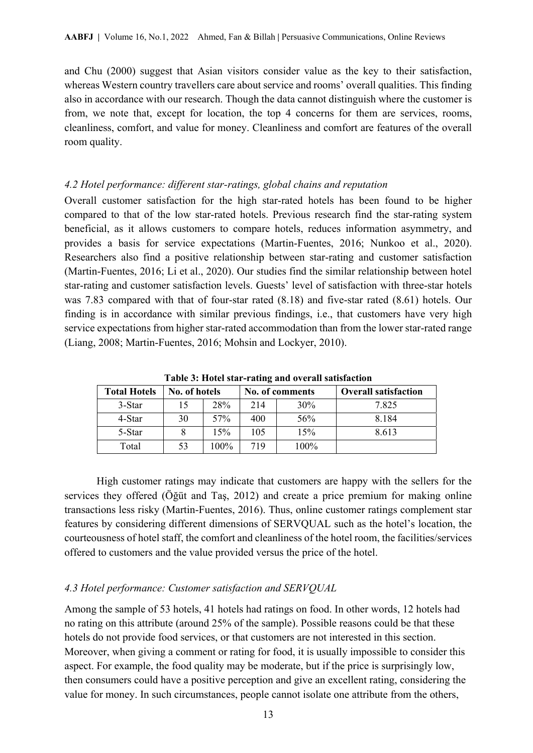and Chu (2000) suggest that Asian visitors consider value as the key to their satisfaction, whereas Western country travellers care about service and rooms' overall qualities. This finding also in accordance with our research. Though the data cannot distinguish where the customer is from, we note that, except for location, the top 4 concerns for them are services, rooms, cleanliness, comfort, and value for money. Cleanliness and comfort are features of the overall room quality.

### *4.2 Hotel performance: different star-ratings, global chains and reputation*

Overall customer satisfaction for the high star-rated hotels has been found to be higher compared to that of the low star-rated hotels. Previous research find the star-rating system beneficial, as it allows customers to compare hotels, reduces information asymmetry, and provides a basis for service expectations (Martin-Fuentes, 2016; Nunkoo et al., 2020). Researchers also find a positive relationship between star-rating and customer satisfaction (Martin-Fuentes, 2016; Li et al., 2020). Our studies find the similar relationship between hotel star-rating and customer satisfaction levels. Guests' level of satisfaction with three-star hotels was 7.83 compared with that of four-star rated (8.18) and five-star rated (8.61) hotels. Our finding is in accordance with similar previous findings, i.e., that customers have very high service expectations from higher star-rated accommodation than from the lower star-rated range (Liang, 2008; Martin-Fuentes, 2016; Mohsin and Lockyer, 2010).

**Table 3: Hotel star-rating and overall satisfaction**

| Total Hotels | No. of hotels | | No. of comments | | Overall satisfaction |
|---|---|---|---|---|---|
| 3-Star | 15 | 28% | 214 | 30% | 7.825 |
| 4-Star | 30 | 57% | 400 | 56% | 8.184 |
| 5-Star | 8 | 15% | 105 | 15% | 8.613 |
| Total | 53 | 100% | 719 | 100% | |

High customer ratings may indicate that customers are happy with the sellers for the services they offered (Öğüt and Taş, 2012) and create a price premium for making online transactions less risky (Martin-Fuentes, 2016). Thus, online customer ratings complement star features by considering different dimensions of SERVQUAL such as the hotel's location, the courteousness of hotel staff, the comfort and cleanliness of the hotel room, the facilities/services offered to customers and the value provided versus the price of the hotel.

### *4.3 Hotel performance: Customer satisfaction and SERVQUAL*

Among the sample of 53 hotels, 41 hotels had ratings on food. In other words, 12 hotels had no rating on this attribute (around 25% of the sample). Possible reasons could be that these hotels do not provide food services, or that customers are not interested in this section. Moreover, when giving a comment or rating for food, it is usually impossible to consider this aspect. For example, the food quality may be moderate, but if the price is surprisingly low, then consumers could have a positive perception and give an excellent rating, considering the value for money. In such circumstances, people cannot isolate one attribute from the others,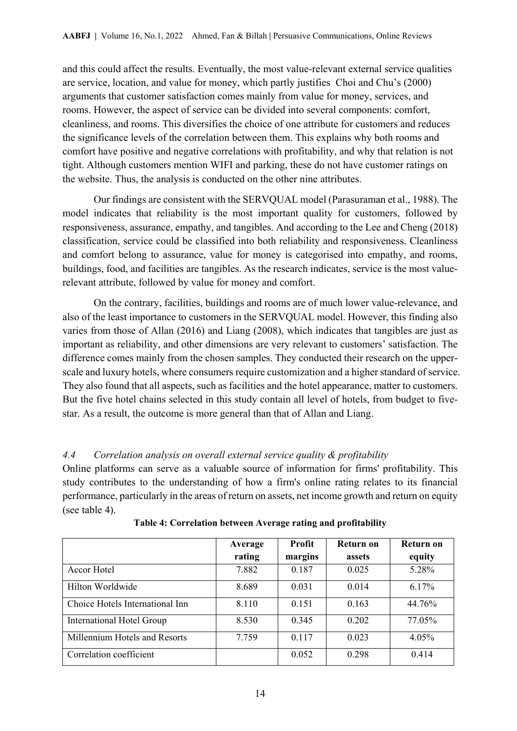and this could affect the results. Eventually, the most value-relevant external service qualities are service, location, and value for money, which partly justifies Choi and Chu's (2000) arguments that customer satisfaction comes mainly from value for money, services, and rooms. However, the aspect of service can be divided into several components: comfort, cleanliness, and rooms. This diversifies the choice of one attribute for customers and reduces the significance levels of the correlation between them. This explains why both rooms and comfort have positive and negative correlations with profitability, and why that relation is not tight. Although customers mention WIFI and parking, these do not have customer ratings on the website. Thus, the analysis is conducted on the other nine attributes.

Our findings are consistent with the SERVQUAL model (Parasuraman et al., 1988). The model indicates that reliability is the most important quality for customers, followed by responsiveness, assurance, empathy, and tangibles. And according to the Lee and Cheng (2018) classification, service could be classified into both reliability and responsiveness. Cleanliness and comfort belong to assurance, value for money is categorised into empathy, and rooms, buildings, food, and facilities are tangibles. As the research indicates, service is the most value-relevant attribute, followed by value for money and comfort.

On the contrary, facilities, buildings and rooms are of much lower value-relevance, and also of the least importance to customers in the SERVQUAL model. However, this finding also varies from those of Allan (2016) and Liang (2008), which indicates that tangibles are just as important as reliability, and other dimensions are very relevant to customers' satisfaction. The difference comes mainly from the chosen samples. They conducted their research on the upper-scale and luxury hotels, where consumers require customization and a higher standard of service. They also found that all aspects, such as facilities and the hotel appearance, matter to customers. But the five hotel chains selected in this study contain all level of hotels, from budget to five-star. As a result, the outcome is more general than that of Allan and Liang.

### *4.4 Correlation analysis on overall external service quality & profitability*

Online platforms can serve as a valuable source of information for firms' profitability. This study contributes to the understanding of how a firm's online rating relates to its financial performance, particularly in the areas of return on assets, net income growth and return on equity (see table 4).

**Table 4: Correlation between Average rating and profitability**

| | Average rating | Profit margins | Return on assets | Return on equity |
|---|---|---|---|---|
| Accor Hotel | 7.882 | 0.187 | 0.025 | 5.28% |
| Hilton Worldwide | 8.689 | 0.031 | 0.014 | 6.17% |
| Choice Hotels International Inn | 8.110 | 0.151 | 0.163 | 44.76% |
| International Hotel Group | 8.530 | 0.345 | 0.202 | 77.05% |
| Millennium Hotels and Resorts | 7.759 | 0.117 | 0.023 | 4.05% |
| Correlation coefficient | | 0.052 | 0.298 | 0.414 |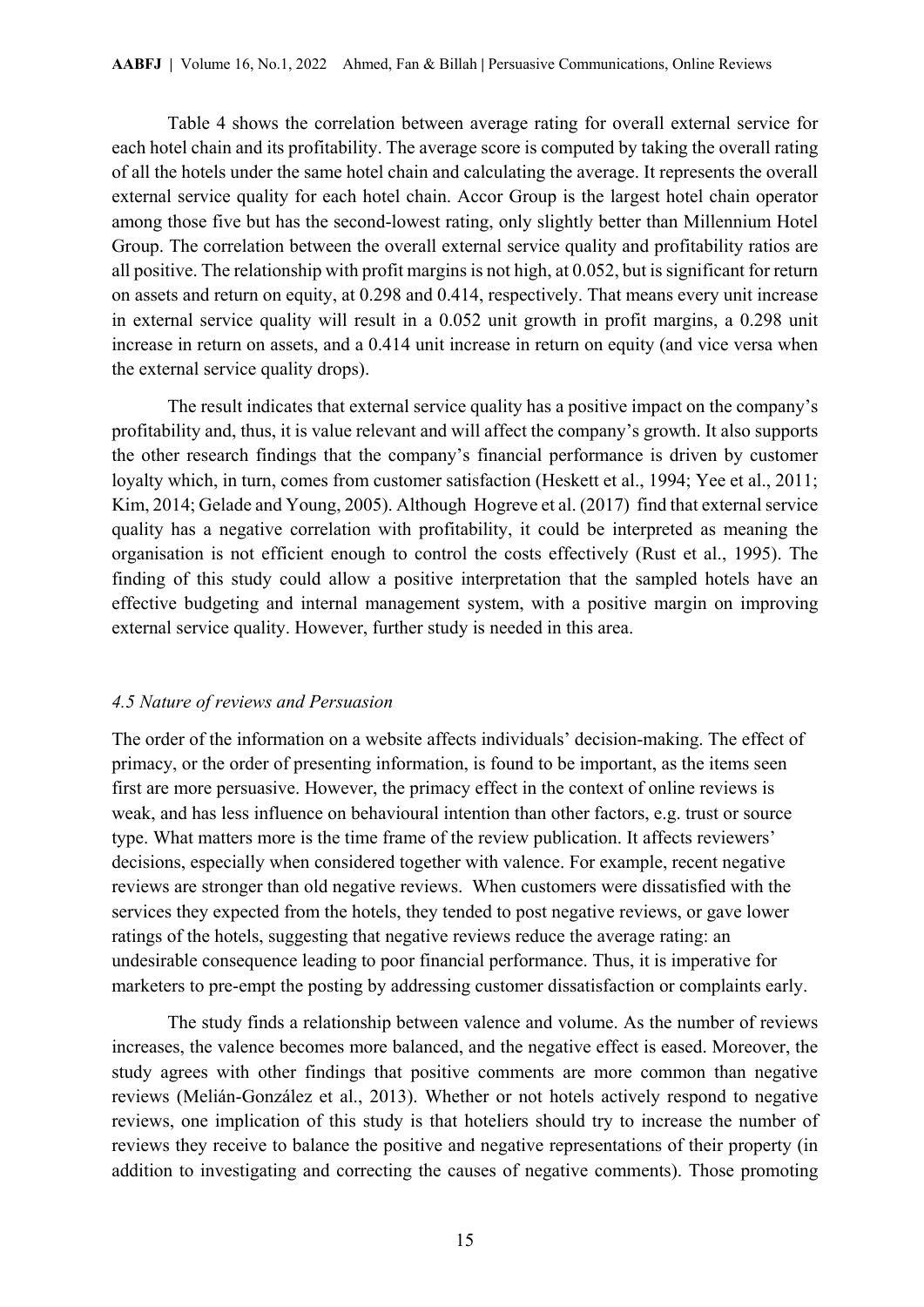Table 4 shows the correlation between average rating for overall external service for each hotel chain and its profitability. The average score is computed by taking the overall rating of all the hotels under the same hotel chain and calculating the average. It represents the overall external service quality for each hotel chain. Accor Group is the largest hotel chain operator among those five but has the second-lowest rating, only slightly better than Millennium Hotel Group. The correlation between the overall external service quality and profitability ratios are all positive. The relationship with profit margins is not high, at 0.052, but is significant for return on assets and return on equity, at 0.298 and 0.414, respectively. That means every unit increase in external service quality will result in a 0.052 unit growth in profit margins, a 0.298 unit increase in return on assets, and a 0.414 unit increase in return on equity (and vice versa when the external service quality drops).

The result indicates that external service quality has a positive impact on the company's profitability and, thus, it is value relevant and will affect the company's growth. It also supports the other research findings that the company's financial performance is driven by customer loyalty which, in turn, comes from customer satisfaction (Heskett et al., 1994; Yee et al., 2011; Kim, 2014; Gelade and Young, 2005). Although Hogreve et al. (2017) find that external service quality has a negative correlation with profitability, it could be interpreted as meaning the organisation is not efficient enough to control the costs effectively (Rust et al., 1995). The finding of this study could allow a positive interpretation that the sampled hotels have an effective budgeting and internal management system, with a positive margin on improving external service quality. However, further study is needed in this area.

### *4.5 Nature of reviews and Persuasion*

The order of the information on a website affects individuals' decision-making. The effect of primacy, or the order of presenting information, is found to be important, as the items seen first are more persuasive. However, the primacy effect in the context of online reviews is weak, and has less influence on behavioural intention than other factors, e.g. trust or source type. What matters more is the time frame of the review publication. It affects reviewers' decisions, especially when considered together with valence. For example, recent negative reviews are stronger than old negative reviews. When customers were dissatisfied with the services they expected from the hotels, they tended to post negative reviews, or gave lower ratings of the hotels, suggesting that negative reviews reduce the average rating: an undesirable consequence leading to poor financial performance. Thus, it is imperative for marketers to pre-empt the posting by addressing customer dissatisfaction or complaints early.

The study finds a relationship between valence and volume. As the number of reviews increases, the valence becomes more balanced, and the negative effect is eased. Moreover, the study agrees with other findings that positive comments are more common than negative reviews (Melián-González et al., 2013). Whether or not hotels actively respond to negative reviews, one implication of this study is that hoteliers should try to increase the number of reviews they receive to balance the positive and negative representations of their property (in addition to investigating and correcting the causes of negative comments). Those promoting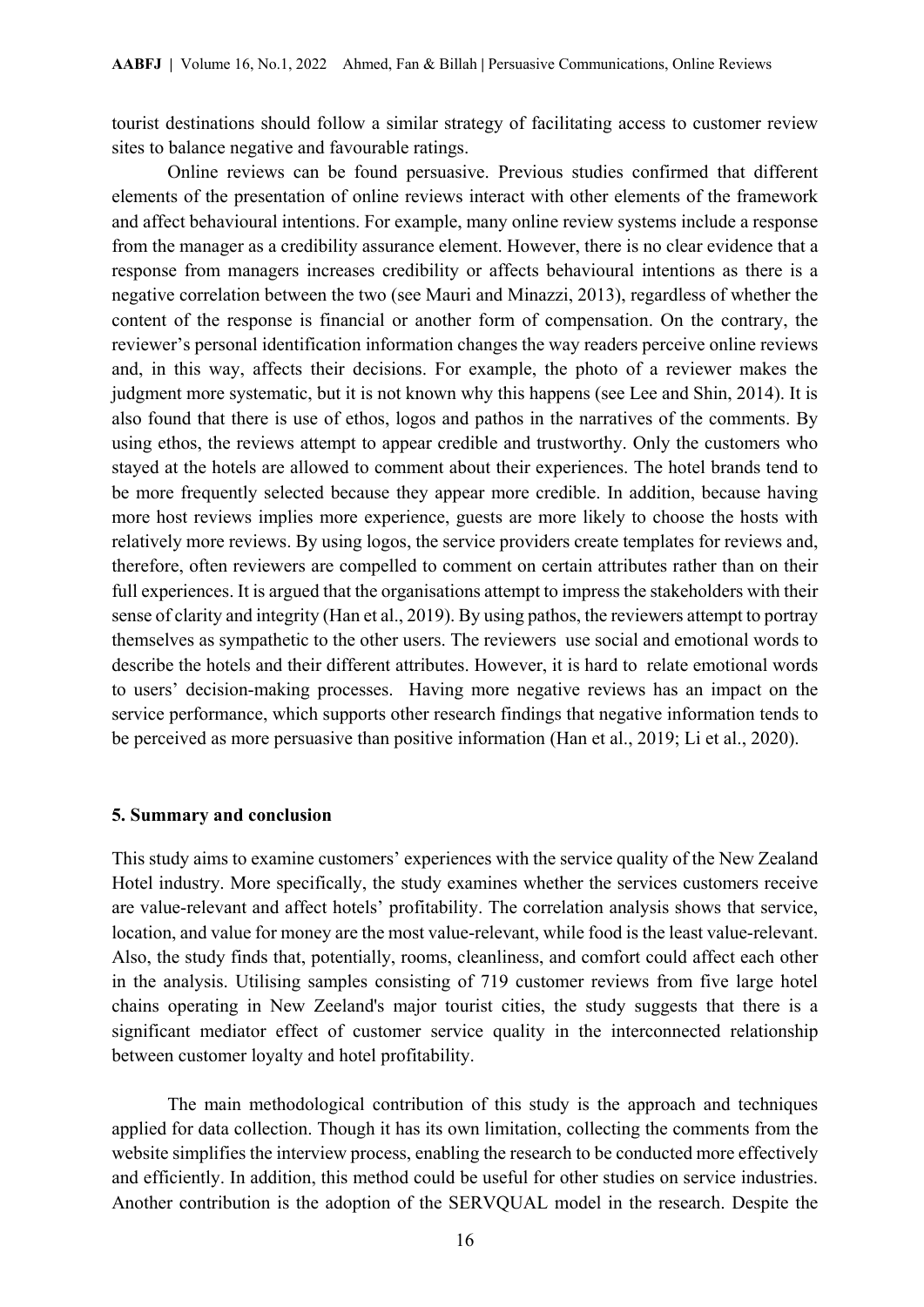tourist destinations should follow a similar strategy of facilitating access to customer review sites to balance negative and favourable ratings.

Online reviews can be found persuasive. Previous studies confirmed that different elements of the presentation of online reviews interact with other elements of the framework and affect behavioural intentions. For example, many online review systems include a response from the manager as a credibility assurance element. However, there is no clear evidence that a response from managers increases credibility or affects behavioural intentions as there is a negative correlation between the two (see Mauri and Minazzi, 2013), regardless of whether the content of the response is financial or another form of compensation. On the contrary, the reviewer's personal identification information changes the way readers perceive online reviews and, in this way, affects their decisions. For example, the photo of a reviewer makes the judgment more systematic, but it is not known why this happens (see Lee and Shin, 2014). It is also found that there is use of ethos, logos and pathos in the narratives of the comments. By using ethos, the reviews attempt to appear credible and trustworthy. Only the customers who stayed at the hotels are allowed to comment about their experiences. The hotel brands tend to be more frequently selected because they appear more credible. In addition, because having more host reviews implies more experience, guests are more likely to choose the hosts with relatively more reviews. By using logos, the service providers create templates for reviews and, therefore, often reviewers are compelled to comment on certain attributes rather than on their full experiences. It is argued that the organisations attempt to impress the stakeholders with their sense of clarity and integrity (Han et al., 2019). By using pathos, the reviewers attempt to portray themselves as sympathetic to the other users. The reviewers use social and emotional words to describe the hotels and their different attributes. However, it is hard to relate emotional words to users' decision-making processes. Having more negative reviews has an impact on the service performance, which supports other research findings that negative information tends to be perceived as more persuasive than positive information (Han et al., 2019; Li et al., 2020).

## 5. Summary and conclusion

This study aims to examine customers' experiences with the service quality of the New Zealand Hotel industry. More specifically, the study examines whether the services customers receive are value-relevant and affect hotels' profitability. The correlation analysis shows that service, location, and value for money are the most value-relevant, while food is the least value-relevant. Also, the study finds that, potentially, rooms, cleanliness, and comfort could affect each other in the analysis. Utilising samples consisting of 719 customer reviews from five large hotel chains operating in New Zeeland's major tourist cities, the study suggests that there is a significant mediator effect of customer service quality in the interconnected relationship between customer loyalty and hotel profitability.

The main methodological contribution of this study is the approach and techniques applied for data collection. Though it has its own limitation, collecting the comments from the website simplifies the interview process, enabling the research to be conducted more effectively and efficiently. In addition, this method could be useful for other studies on service industries. Another contribution is the adoption of the SERVQUAL model in the research. Despite the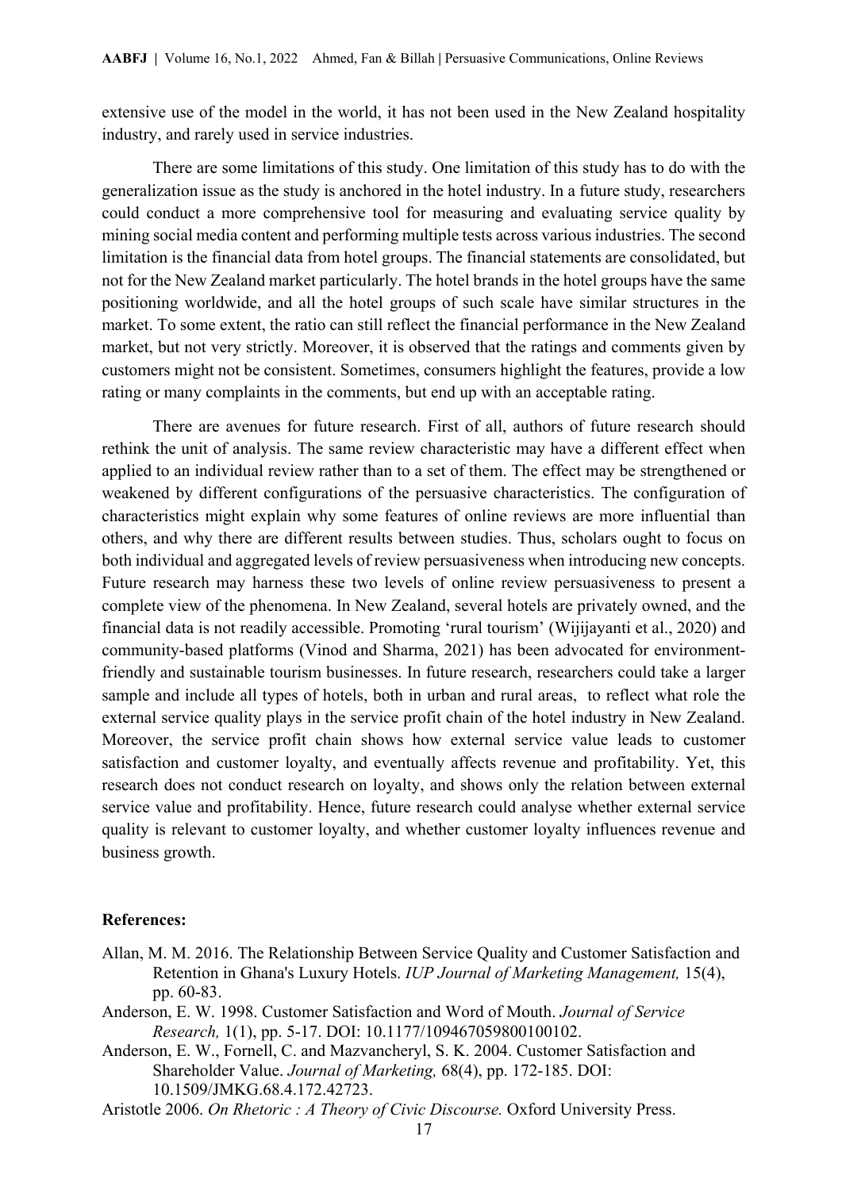extensive use of the model in the world, it has not been used in the New Zealand hospitality industry, and rarely used in service industries.

There are some limitations of this study. One limitation of this study has to do with the generalization issue as the study is anchored in the hotel industry. In a future study, researchers could conduct a more comprehensive tool for measuring and evaluating service quality by mining social media content and performing multiple tests across various industries. The second limitation is the financial data from hotel groups. The financial statements are consolidated, but not for the New Zealand market particularly. The hotel brands in the hotel groups have the same positioning worldwide, and all the hotel groups of such scale have similar structures in the market. To some extent, the ratio can still reflect the financial performance in the New Zealand market, but not very strictly. Moreover, it is observed that the ratings and comments given by customers might not be consistent. Sometimes, consumers highlight the features, provide a low rating or many complaints in the comments, but end up with an acceptable rating.

There are avenues for future research. First of all, authors of future research should rethink the unit of analysis. The same review characteristic may have a different effect when applied to an individual review rather than to a set of them. The effect may be strengthened or weakened by different configurations of the persuasive characteristics. The configuration of characteristics might explain why some features of online reviews are more influential than others, and why there are different results between studies. Thus, scholars ought to focus on both individual and aggregated levels of review persuasiveness when introducing new concepts. Future research may harness these two levels of online review persuasiveness to present a complete view of the phenomena. In New Zealand, several hotels are privately owned, and the financial data is not readily accessible. Promoting 'rural tourism' (Wijijayanti et al., 2020) and community-based platforms (Vinod and Sharma, 2021) has been advocated for environment-friendly and sustainable tourism businesses. In future research, researchers could take a larger sample and include all types of hotels, both in urban and rural areas, to reflect what role the external service quality plays in the service profit chain of the hotel industry in New Zealand. Moreover, the service profit chain shows how external service value leads to customer satisfaction and customer loyalty, and eventually affects revenue and profitability. Yet, this research does not conduct research on loyalty, and shows only the relation between external service value and profitability. Hence, future research could analyse whether external service quality is relevant to customer loyalty, and whether customer loyalty influences revenue and business growth.

**References:**

Allan, M. M. 2016. The Relationship Between Service Quality and Customer Satisfaction and Retention in Ghana's Luxury Hotels. *IUP Journal of Marketing Management,* 15(4), pp. 60-83.

Anderson, E. W. 1998. Customer Satisfaction and Word of Mouth. *Journal of Service Research,* 1(1), pp. 5-17. DOI: 10.1177/109467059800100102.

Anderson, E. W., Fornell, C. and Mazvancheryl, S. K. 2004. Customer Satisfaction and Shareholder Value. *Journal of Marketing,* 68(4), pp. 172-185. DOI: 10.1509/JMKG.68.4.172.42723.

Aristotle 2006. *On Rhetoric : A Theory of Civic Discourse.* Oxford University Press.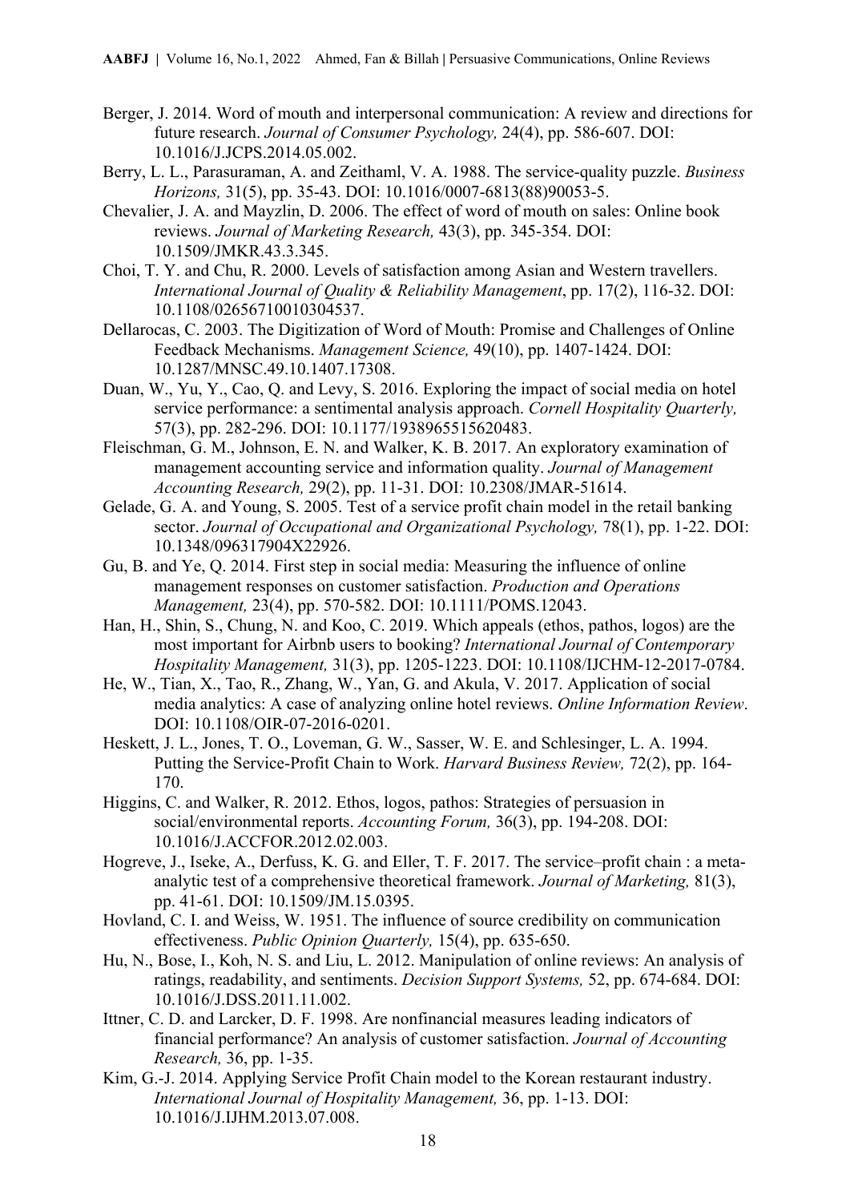Berger, J. 2014. Word of mouth and interpersonal communication: A review and directions for future research. *Journal of Consumer Psychology,* 24(4), pp. 586-607. DOI: 10.1016/J.JCPS.2014.05.002.

Berry, L. L., Parasuraman, A. and Zeithaml, V. A. 1988. The service-quality puzzle. *Business Horizons,* 31(5), pp. 35-43. DOI: 10.1016/0007-6813(88)90053-5.

Chevalier, J. A. and Mayzlin, D. 2006. The effect of word of mouth on sales: Online book reviews. *Journal of Marketing Research,* 43(3), pp. 345-354. DOI: 10.1509/JMKR.43.3.345.

Choi, T. Y. and Chu, R. 2000. Levels of satisfaction among Asian and Western travellers. *International Journal of Quality & Reliability Management*, pp. 17(2), 116-32. DOI: 10.1108/02656710010304537.

Dellarocas, C. 2003. The Digitization of Word of Mouth: Promise and Challenges of Online Feedback Mechanisms. *Management Science,* 49(10), pp. 1407-1424. DOI: 10.1287/MNSC.49.10.1407.17308.

Duan, W., Yu, Y., Cao, Q. and Levy, S. 2016. Exploring the impact of social media on hotel service performance: a sentimental analysis approach. *Cornell Hospitality Quarterly,* 57(3), pp. 282-296. DOI: 10.1177/1938965515620483.

Fleischman, G. M., Johnson, E. N. and Walker, K. B. 2017. An exploratory examination of management accounting service and information quality. *Journal of Management Accounting Research,* 29(2), pp. 11-31. DOI: 10.2308/JMAR-51614.

Gelade, G. A. and Young, S. 2005. Test of a service profit chain model in the retail banking sector. *Journal of Occupational and Organizational Psychology,* 78(1), pp. 1-22. DOI: 10.1348/096317904X22926.

Gu, B. and Ye, Q. 2014. First step in social media: Measuring the influence of online management responses on customer satisfaction. *Production and Operations Management,* 23(4), pp. 570-582. DOI: 10.1111/POMS.12043.

Han, H., Shin, S., Chung, N. and Koo, C. 2019. Which appeals (ethos, pathos, logos) are the most important for Airbnb users to booking? *International Journal of Contemporary Hospitality Management,* 31(3), pp. 1205-1223. DOI: 10.1108/IJCHM-12-2017-0784.

He, W., Tian, X., Tao, R., Zhang, W., Yan, G. and Akula, V. 2017. Application of social media analytics: A case of analyzing online hotel reviews. *Online Information Review*. DOI: 10.1108/OIR-07-2016-0201.

Heskett, J. L., Jones, T. O., Loveman, G. W., Sasser, W. E. and Schlesinger, L. A. 1994. Putting the Service-Profit Chain to Work. *Harvard Business Review,* 72(2), pp. 164-170.

Higgins, C. and Walker, R. 2012. Ethos, logos, pathos: Strategies of persuasion in social/environmental reports. *Accounting Forum,* 36(3), pp. 194-208. DOI: 10.1016/J.ACCFOR.2012.02.003.

Hogreve, J., Iseke, A., Derfuss, K. G. and Eller, T. F. 2017. The service–profit chain : a meta-analytic test of a comprehensive theoretical framework. *Journal of Marketing,* 81(3), pp. 41-61. DOI: 10.1509/JM.15.0395.

Hovland, C. I. and Weiss, W. 1951. The influence of source credibility on communication effectiveness. *Public Opinion Quarterly,* 15(4), pp. 635-650.

Hu, N., Bose, I., Koh, N. S. and Liu, L. 2012. Manipulation of online reviews: An analysis of ratings, readability, and sentiments. *Decision Support Systems,* 52, pp. 674-684. DOI: 10.1016/J.DSS.2011.11.002.

Ittner, C. D. and Larcker, D. F. 1998. Are nonfinancial measures leading indicators of financial performance? An analysis of customer satisfaction. *Journal of Accounting Research,* 36, pp. 1-35.

Kim, G.-J. 2014. Applying Service Profit Chain model to the Korean restaurant industry. *International Journal of Hospitality Management,* 36, pp. 1-13. DOI: 10.1016/J.IJHM.2013.07.008.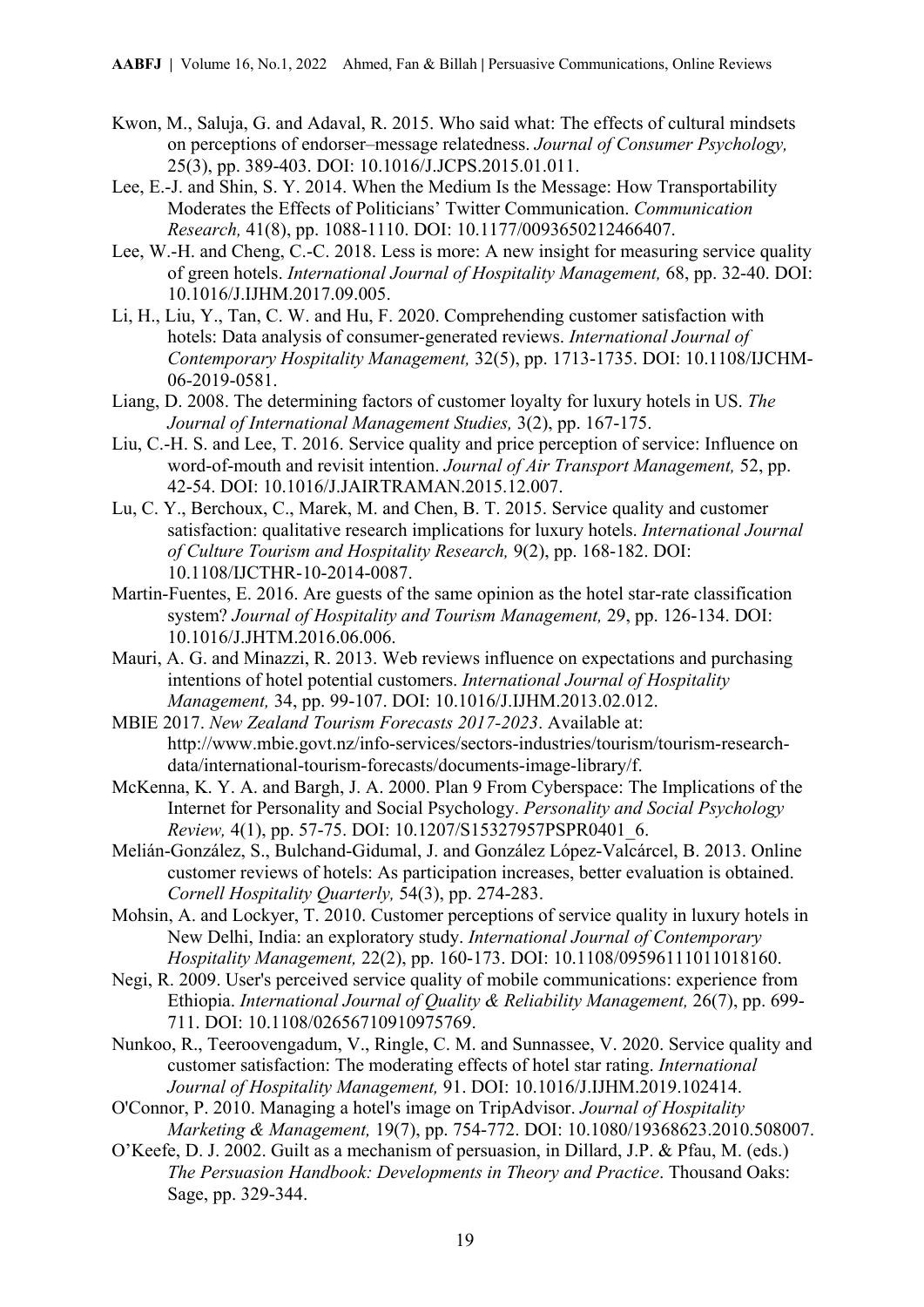Kwon, M., Saluja, G. and Adaval, R. 2015. Who said what: The effects of cultural mindsets on perceptions of endorser–message relatedness. *Journal of Consumer Psychology,* 25(3), pp. 389-403. DOI: 10.1016/J.JCPS.2015.01.011.

Lee, E.-J. and Shin, S. Y. 2014. When the Medium Is the Message: How Transportability Moderates the Effects of Politicians' Twitter Communication. *Communication Research,* 41(8), pp. 1088-1110. DOI: 10.1177/0093650212466407.

Lee, W.-H. and Cheng, C.-C. 2018. Less is more: A new insight for measuring service quality of green hotels. *International Journal of Hospitality Management,* 68, pp. 32-40. DOI: 10.1016/J.IJHM.2017.09.005.

Li, H., Liu, Y., Tan, C. W. and Hu, F. 2020. Comprehending customer satisfaction with hotels: Data analysis of consumer-generated reviews. *International Journal of Contemporary Hospitality Management,* 32(5), pp. 1713-1735. DOI: 10.1108/IJCHM-06-2019-0581.

Liang, D. 2008. The determining factors of customer loyalty for luxury hotels in US. *The Journal of International Management Studies,* 3(2), pp. 167-175.

Liu, C.-H. S. and Lee, T. 2016. Service quality and price perception of service: Influence on word-of-mouth and revisit intention. *Journal of Air Transport Management,* 52, pp. 42-54. DOI: 10.1016/J.JAIRTRAMAN.2015.12.007.

Lu, C. Y., Berchoux, C., Marek, M. and Chen, B. T. 2015. Service quality and customer satisfaction: qualitative research implications for luxury hotels. *International Journal of Culture Tourism and Hospitality Research,* 9(2), pp. 168-182. DOI: 10.1108/IJCTHR-10-2014-0087.

Martin-Fuentes, E. 2016. Are guests of the same opinion as the hotel star-rate classification system? *Journal of Hospitality and Tourism Management,* 29, pp. 126-134. DOI: 10.1016/J.JHTM.2016.06.006.

Mauri, A. G. and Minazzi, R. 2013. Web reviews influence on expectations and purchasing intentions of hotel potential customers. *International Journal of Hospitality Management,* 34, pp. 99-107. DOI: 10.1016/J.IJHM.2013.02.012.

MBIE 2017. *New Zealand Tourism Forecasts 2017-2023*. Available at: http://www.mbie.govt.nz/info-services/sectors-industries/tourism/tourism-research-data/international-tourism-forecasts/documents-image-library/f.

McKenna, K. Y. A. and Bargh, J. A. 2000. Plan 9 From Cyberspace: The Implications of the Internet for Personality and Social Psychology. *Personality and Social Psychology Review,* 4(1), pp. 57-75. DOI: 10.1207/S15327957PSPR0401_6.

Melián-González, S., Bulchand-Gidumal, J. and González López-Valcárcel, B. 2013. Online customer reviews of hotels: As participation increases, better evaluation is obtained. *Cornell Hospitality Quarterly,* 54(3), pp. 274-283.

Mohsin, A. and Lockyer, T. 2010. Customer perceptions of service quality in luxury hotels in New Delhi, India: an exploratory study. *International Journal of Contemporary Hospitality Management,* 22(2), pp. 160-173. DOI: 10.1108/09596111011018160.

Negi, R. 2009. User's perceived service quality of mobile communications: experience from Ethiopia. *International Journal of Quality & Reliability Management,* 26(7), pp. 699-711. DOI: 10.1108/02656710910975769.

Nunkoo, R., Teeroovengadum, V., Ringle, C. M. and Sunnassee, V. 2020. Service quality and customer satisfaction: The moderating effects of hotel star rating. *International Journal of Hospitality Management,* 91. DOI: 10.1016/J.IJHM.2019.102414.

O'Connor, P. 2010. Managing a hotel's image on TripAdvisor. *Journal of Hospitality Marketing & Management,* 19(7), pp. 754-772. DOI: 10.1080/19368623.2010.508007.

O'Keefe, D. J. 2002. Guilt as a mechanism of persuasion, in Dillard, J.P. & Pfau, M. (eds.) *The Persuasion Handbook: Developments in Theory and Practice*. Thousand Oaks: Sage, pp. 329-344.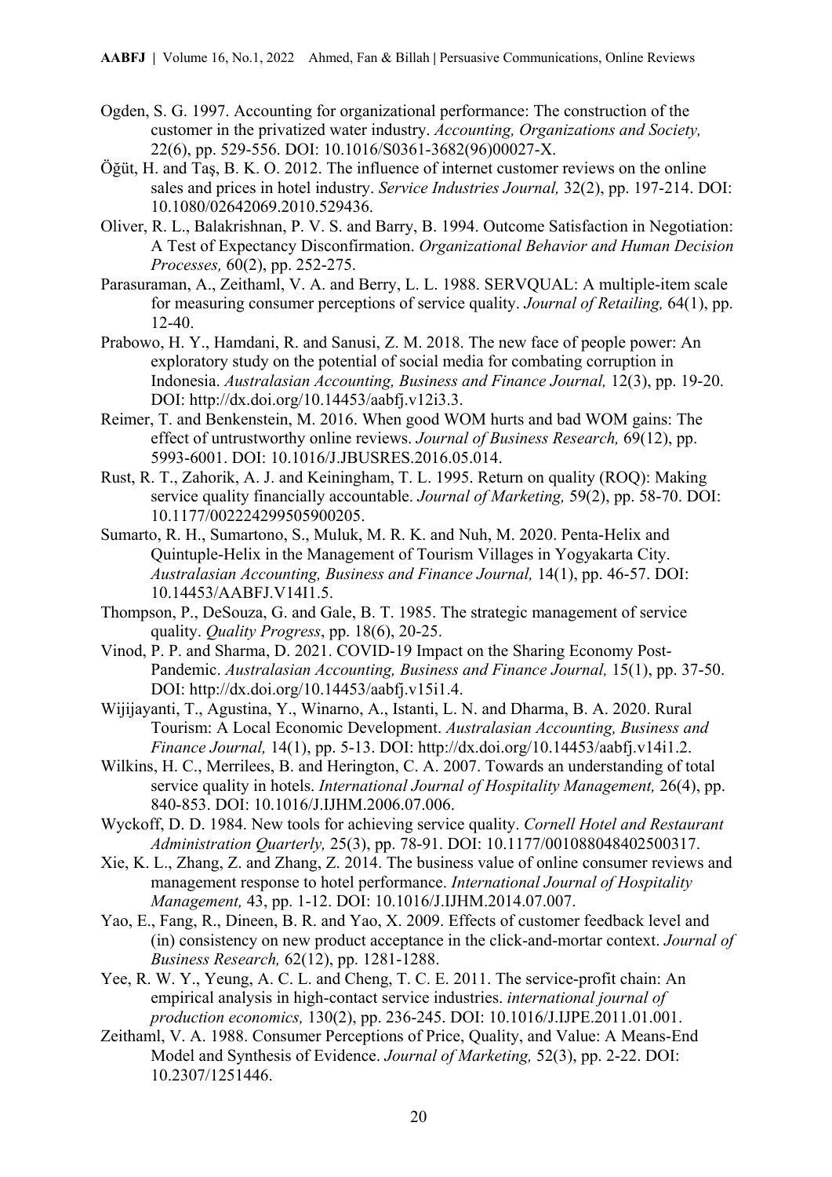Ogden, S. G. 1997. Accounting for organizational performance: The construction of the customer in the privatized water industry. *Accounting, Organizations and Society,* 22(6), pp. 529-556. DOI: 10.1016/S0361-3682(96)00027-X.

Öğüt, H. and Taş, B. K. O. 2012. The influence of internet customer reviews on the online sales and prices in hotel industry. *Service Industries Journal,* 32(2), pp. 197-214. DOI: 10.1080/02642069.2010.529436.

Oliver, R. L., Balakrishnan, P. V. S. and Barry, B. 1994. Outcome Satisfaction in Negotiation: A Test of Expectancy Disconfirmation. *Organizational Behavior and Human Decision Processes,* 60(2), pp. 252-275.

Parasuraman, A., Zeithaml, V. A. and Berry, L. L. 1988. SERVQUAL: A multiple-item scale for measuring consumer perceptions of service quality. *Journal of Retailing,* 64(1), pp. 12-40.

Prabowo, H. Y., Hamdani, R. and Sanusi, Z. M. 2018. The new face of people power: An exploratory study on the potential of social media for combating corruption in Indonesia. *Australasian Accounting, Business and Finance Journal,* 12(3), pp. 19-20. DOI: http://dx.doi.org/10.14453/aabfj.v12i3.3.

Reimer, T. and Benkenstein, M. 2016. When good WOM hurts and bad WOM gains: The effect of untrustworthy online reviews. *Journal of Business Research,* 69(12), pp. 5993-6001. DOI: 10.1016/J.JBUSRES.2016.05.014.

Rust, R. T., Zahorik, A. J. and Keiningham, T. L. 1995. Return on quality (ROQ): Making service quality financially accountable. *Journal of Marketing,* 59(2), pp. 58-70. DOI: 10.1177/002224299505900205.

Sumarto, R. H., Sumartono, S., Muluk, M. R. K. and Nuh, M. 2020. Penta-Helix and Quintuple-Helix in the Management of Tourism Villages in Yogyakarta City. *Australasian Accounting, Business and Finance Journal,* 14(1), pp. 46-57. DOI: 10.14453/AABFJ.V14I1.5.

Thompson, P., DeSouza, G. and Gale, B. T. 1985. The strategic management of service quality. *Quality Progress*, pp. 18(6), 20-25.

Vinod, P. P. and Sharma, D. 2021. COVID-19 Impact on the Sharing Economy Post-Pandemic. *Australasian Accounting, Business and Finance Journal,* 15(1), pp. 37-50. DOI: http://dx.doi.org/10.14453/aabfj.v15i1.4.

Wijijayanti, T., Agustina, Y., Winarno, A., Istanti, L. N. and Dharma, B. A. 2020. Rural Tourism: A Local Economic Development. *Australasian Accounting, Business and Finance Journal,* 14(1), pp. 5-13. DOI: http://dx.doi.org/10.14453/aabfj.v14i1.2.

Wilkins, H. C., Merrilees, B. and Herington, C. A. 2007. Towards an understanding of total service quality in hotels. *International Journal of Hospitality Management,* 26(4), pp. 840-853. DOI: 10.1016/J.IJHM.2006.07.006.

Wyckoff, D. D. 1984. New tools for achieving service quality. *Cornell Hotel and Restaurant Administration Quarterly,* 25(3), pp. 78-91. DOI: 10.1177/001088048402500317.

Xie, K. L., Zhang, Z. and Zhang, Z. 2014. The business value of online consumer reviews and management response to hotel performance. *International Journal of Hospitality Management,* 43, pp. 1-12. DOI: 10.1016/J.IJHM.2014.07.007.

Yao, E., Fang, R., Dineen, B. R. and Yao, X. 2009. Effects of customer feedback level and (in) consistency on new product acceptance in the click-and-mortar context. *Journal of Business Research,* 62(12), pp. 1281-1288.

Yee, R. W. Y., Yeung, A. C. L. and Cheng, T. C. E. 2011. The service-profit chain: An empirical analysis in high-contact service industries. *international journal of production economics,* 130(2), pp. 236-245. DOI: 10.1016/J.IJPE.2011.01.001.

Zeithaml, V. A. 1988. Consumer Perceptions of Price, Quality, and Value: A Means-End Model and Synthesis of Evidence. *Journal of Marketing,* 52(3), pp. 2-22. DOI: 10.2307/1251446.